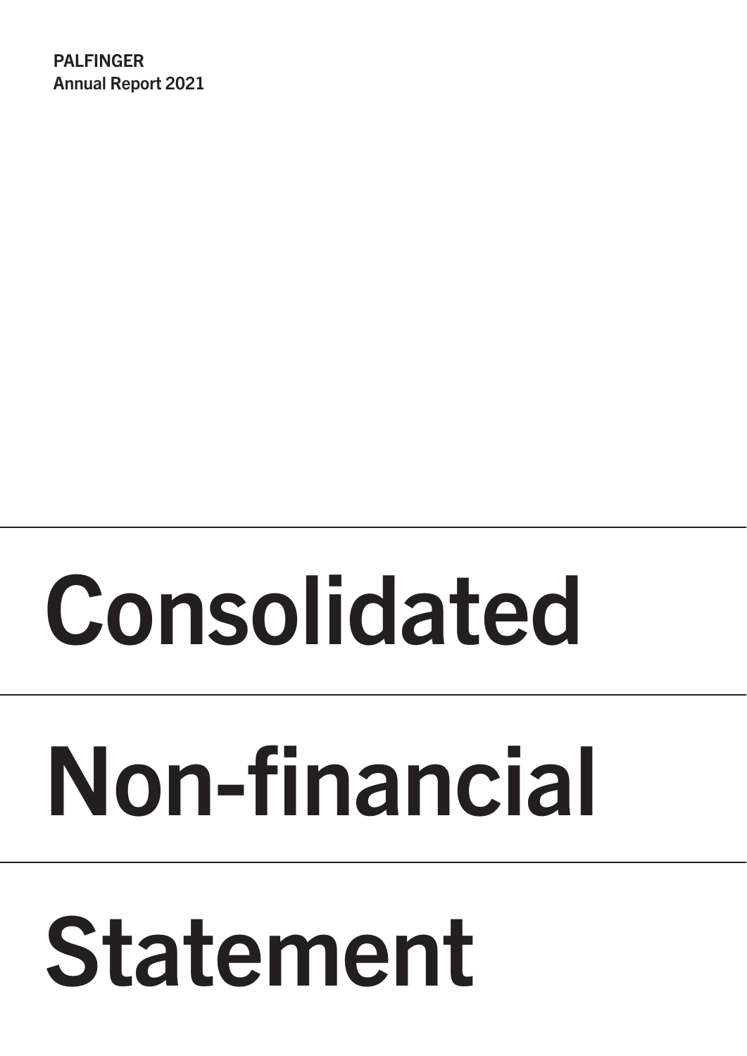**PALFINGER**
**Annual Report 2021**

# Consolidated Non-financial Statement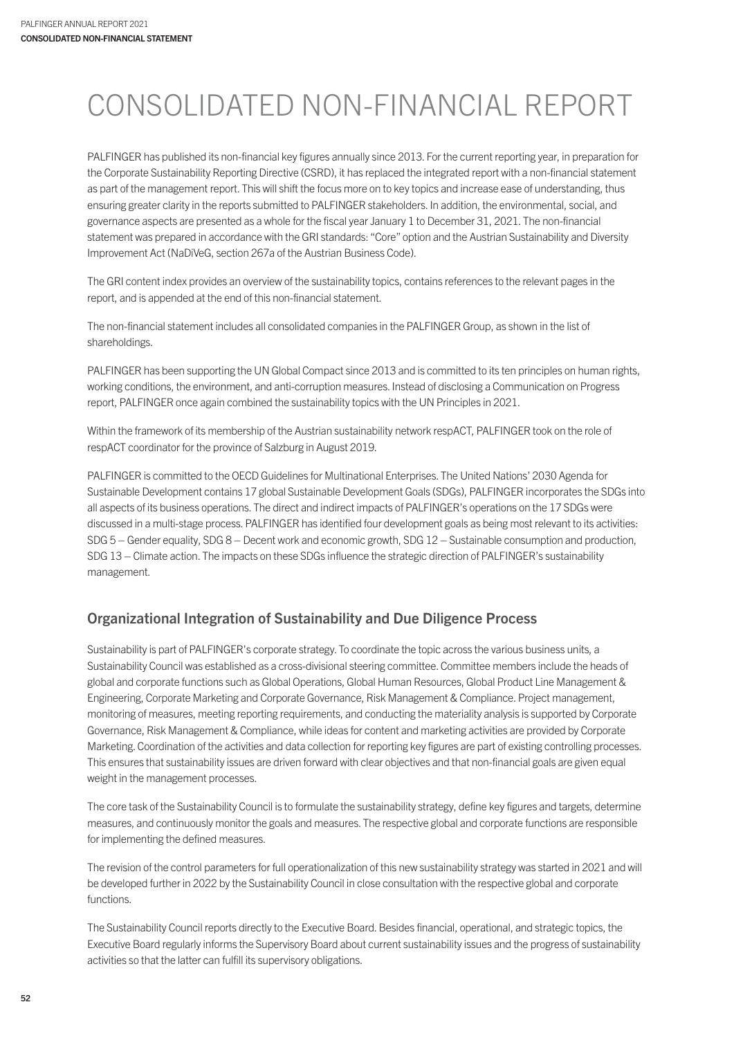# CONSOLIDATED NON-FINANCIAL REPORT

PALFINGER has published its non-financial key figures annually since 2013. For the current reporting year, in preparation for the Corporate Sustainability Reporting Directive (CSRD), it has replaced the integrated report with a non-financial statement as part of the management report. This will shift the focus more on to key topics and increase ease of understanding, thus ensuring greater clarity in the reports submitted to PALFINGER stakeholders. In addition, the environmental, social, and governance aspects are presented as a whole for the fiscal year January 1 to December 31, 2021. The non-financial statement was prepared in accordance with the GRI standards: "Core" option and the Austrian Sustainability and Diversity Improvement Act (NaDiVeG, section 267a of the Austrian Business Code).

The GRI content index provides an overview of the sustainability topics, contains references to the relevant pages in the report, and is appended at the end of this non-financial statement.

The non-financial statement includes all consolidated companies in the PALFINGER Group, as shown in the list of shareholdings.

PALFINGER has been supporting the UN Global Compact since 2013 and is committed to its ten principles on human rights, working conditions, the environment, and anti-corruption measures. Instead of disclosing a Communication on Progress report, PALFINGER once again combined the sustainability topics with the UN Principles in 2021.

Within the framework of its membership of the Austrian sustainability network respACT, PALFINGER took on the role of respACT coordinator for the province of Salzburg in August 2019.

PALFINGER is committed to the OECD Guidelines for Multinational Enterprises. The United Nations' 2030 Agenda for Sustainable Development contains 17 global Sustainable Development Goals (SDGs), PALFINGER incorporates the SDGs into all aspects of its business operations. The direct and indirect impacts of PALFINGER's operations on the 17 SDGs were discussed in a multi-stage process. PALFINGER has identified four development goals as being most relevant to its activities: SDG 5 – Gender equality, SDG 8 – Decent work and economic growth, SDG 12 – Sustainable consumption and production, SDG 13 – Climate action. The impacts on these SDGs influence the strategic direction of PALFINGER's sustainability management.

## Organizational Integration of Sustainability and Due Diligence Process

Sustainability is part of PALFINGER's corporate strategy. To coordinate the topic across the various business units, a Sustainability Council was established as a cross-divisional steering committee. Committee members include the heads of global and corporate functions such as Global Operations, Global Human Resources, Global Product Line Management & Engineering, Corporate Marketing and Corporate Governance, Risk Management & Compliance. Project management, monitoring of measures, meeting reporting requirements, and conducting the materiality analysis is supported by Corporate Governance, Risk Management & Compliance, while ideas for content and marketing activities are provided by Corporate Marketing. Coordination of the activities and data collection for reporting key figures are part of existing controlling processes. This ensures that sustainability issues are driven forward with clear objectives and that non-financial goals are given equal weight in the management processes.

The core task of the Sustainability Council is to formulate the sustainability strategy, define key figures and targets, determine measures, and continuously monitor the goals and measures. The respective global and corporate functions are responsible for implementing the defined measures.

The revision of the control parameters for full operationalization of this new sustainability strategy was started in 2021 and will be developed further in 2022 by the Sustainability Council in close consultation with the respective global and corporate functions.

The Sustainability Council reports directly to the Executive Board. Besides financial, operational, and strategic topics, the Executive Board regularly informs the Supervisory Board about current sustainability issues and the progress of sustainability activities so that the latter can fulfill its supervisory obligations.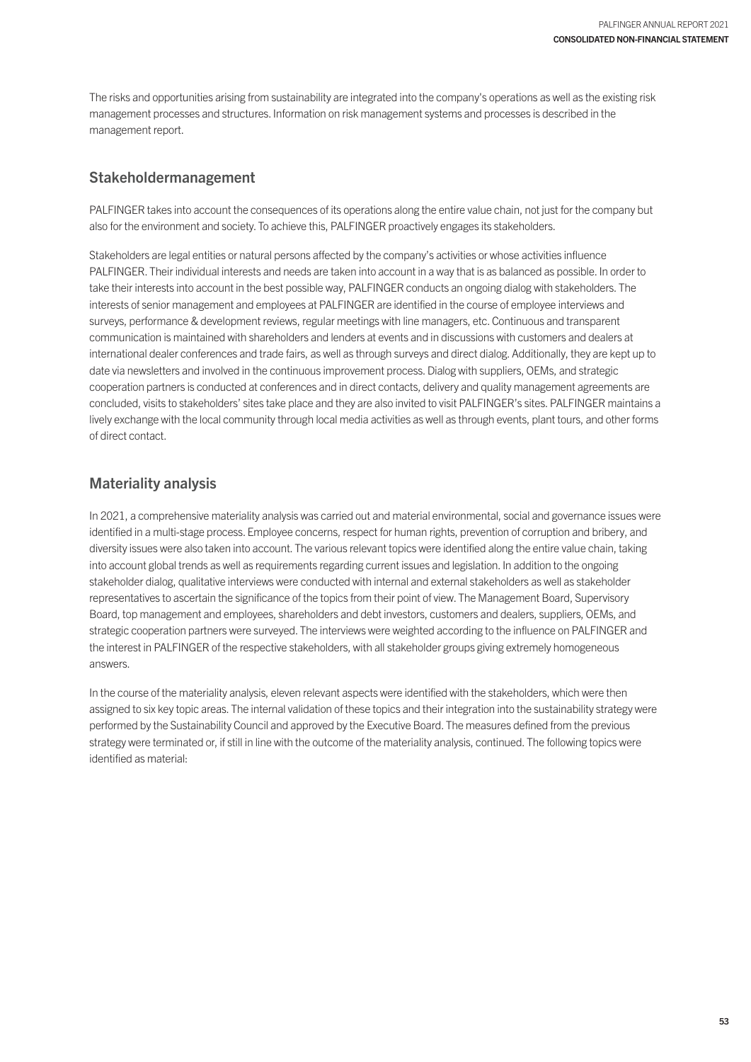The risks and opportunities arising from sustainability are integrated into the company's operations as well as the existing risk management processes and structures. Information on risk management systems and processes is described in the management report.

## Stakeholdermanagement

PALFINGER takes into account the consequences of its operations along the entire value chain, not just for the company but also for the environment and society. To achieve this, PALFINGER proactively engages its stakeholders.

Stakeholders are legal entities or natural persons affected by the company's activities or whose activities influence PALFINGER. Their individual interests and needs are taken into account in a way that is as balanced as possible. In order to take their interests into account in the best possible way, PALFINGER conducts an ongoing dialog with stakeholders. The interests of senior management and employees at PALFINGER are identified in the course of employee interviews and surveys, performance & development reviews, regular meetings with line managers, etc. Continuous and transparent communication is maintained with shareholders and lenders at events and in discussions with customers and dealers at international dealer conferences and trade fairs, as well as through surveys and direct dialog. Additionally, they are kept up to date via newsletters and involved in the continuous improvement process. Dialog with suppliers, OEMs, and strategic cooperation partners is conducted at conferences and in direct contacts, delivery and quality management agreements are concluded, visits to stakeholders' sites take place and they are also invited to visit PALFINGER's sites. PALFINGER maintains a lively exchange with the local community through local media activities as well as through events, plant tours, and other forms of direct contact.

## Materiality analysis

In 2021, a comprehensive materiality analysis was carried out and material environmental, social and governance issues were identified in a multi-stage process. Employee concerns, respect for human rights, prevention of corruption and bribery, and diversity issues were also taken into account. The various relevant topics were identified along the entire value chain, taking into account global trends as well as requirements regarding current issues and legislation. In addition to the ongoing stakeholder dialog, qualitative interviews were conducted with internal and external stakeholders as well as stakeholder representatives to ascertain the significance of the topics from their point of view. The Management Board, Supervisory Board, top management and employees, shareholders and debt investors, customers and dealers, suppliers, OEMs, and strategic cooperation partners were surveyed. The interviews were weighted according to the influence on PALFINGER and the interest in PALFINGER of the respective stakeholders, with all stakeholder groups giving extremely homogeneous answers.

In the course of the materiality analysis, eleven relevant aspects were identified with the stakeholders, which were then assigned to six key topic areas. The internal validation of these topics and their integration into the sustainability strategy were performed by the Sustainability Council and approved by the Executive Board. The measures defined from the previous strategy were terminated or, if still in line with the outcome of the materiality analysis, continued. The following topics were identified as material: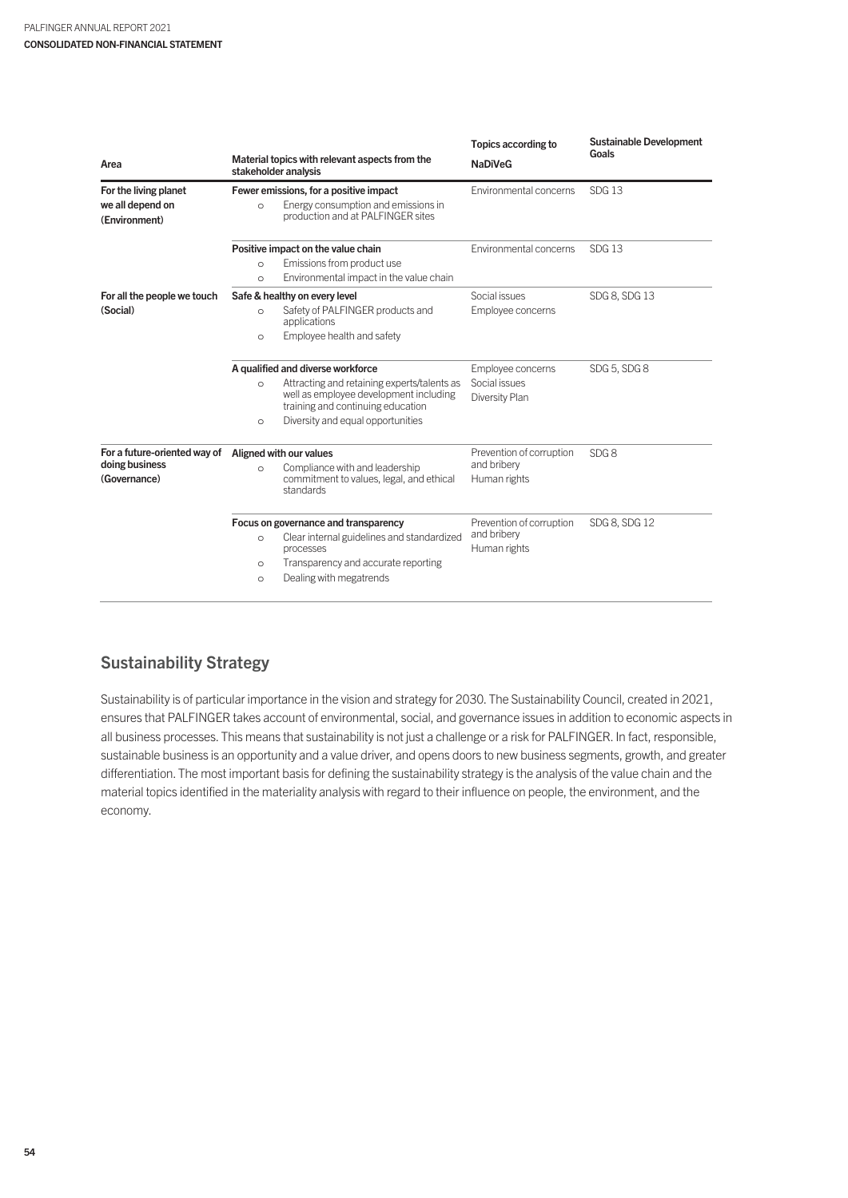| Area | Material topics with relevant aspects from the stakeholder analysis | Topics according to NaDiVeG | Sustainable Development Goals |
|---|---|---|---|
| **For the living planet we all depend on (Environment)** | **Fewer emissions, for a positive impact**<br>○ Energy consumption and emissions in production and at PALFINGER sites | Environmental concerns | SDG 13 |
| | **Positive impact on the value chain**<br>○ Emissions from product use<br>○ Environmental impact in the value chain | Environmental concerns | SDG 13 |
| **For all the people we touch (Social)** | **Safe & healthy on every level**<br>○ Safety of PALFINGER products and applications<br>○ Employee health and safety | Social issues<br>Employee concerns | SDG 8, SDG 13 |
| | **A qualified and diverse workforce**<br>○ Attracting and retaining experts/talents as well as employee development including training and continuing education<br>○ Diversity and equal opportunities | Employee concerns<br>Social issues<br>Diversity Plan | SDG 5, SDG 8 |
| **For a future-oriented way of doing business (Governance)** | **Aligned with our values**<br>○ Compliance with and leadership commitment to values, legal, and ethical standards | Prevention of corruption and bribery<br>Human rights | SDG 8 |
| | **Focus on governance and transparency**<br>○ Clear internal guidelines and standardized processes<br>○ Transparency and accurate reporting<br>○ Dealing with megatrends | Prevention of corruption and bribery<br>Human rights | SDG 8, SDG 12 |

## Sustainability Strategy

Sustainability is of particular importance in the vision and strategy for 2030. The Sustainability Council, created in 2021, ensures that PALFINGER takes account of environmental, social, and governance issues in addition to economic aspects in all business processes. This means that sustainability is not just a challenge or a risk for PALFINGER. In fact, responsible, sustainable business is an opportunity and a value driver, and opens doors to new business segments, growth, and greater differentiation. The most important basis for defining the sustainability strategy is the analysis of the value chain and the material topics identified in the materiality analysis with regard to their influence on people, the environment, and the economy.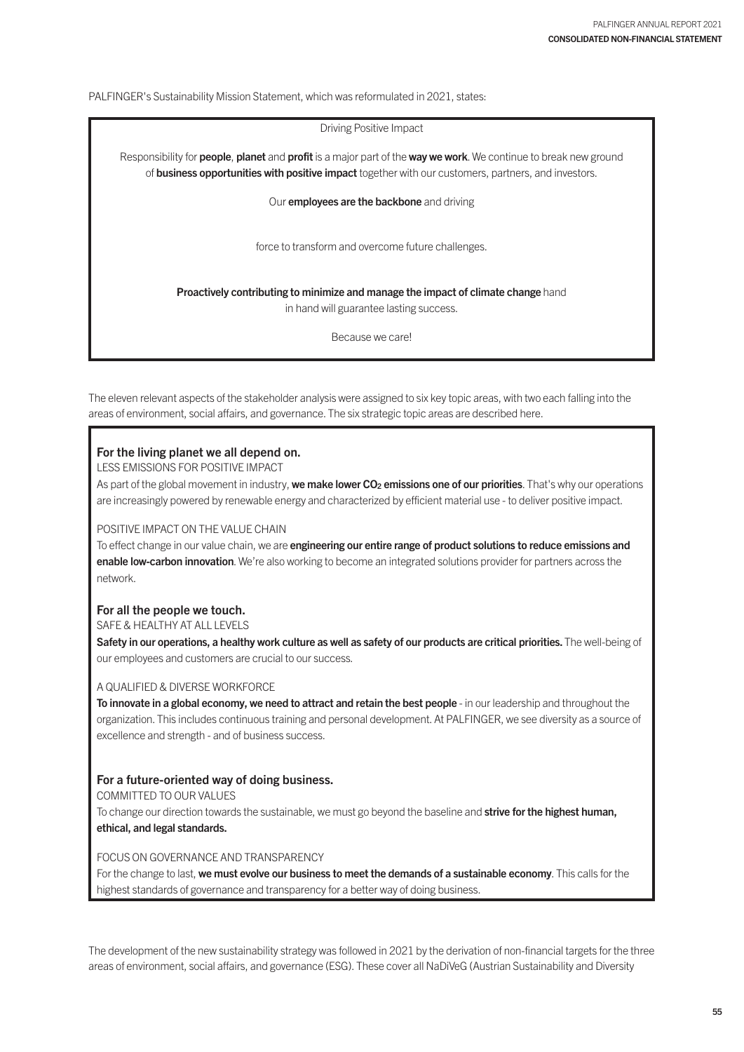PALFINGER's Sustainability Mission Statement, which was reformulated in 2021, states:

> Driving Positive Impact
>
> Responsibility for **people**, **planet** and **profit** is a major part of the **way we work**. We continue to break new ground of **business opportunities with positive impact** together with our customers, partners, and investors.
>
> Our **employees are the backbone** and driving
>
> force to transform and overcome future challenges.
>
> **Proactively contributing to minimize and manage the impact of climate change** hand in hand will guarantee lasting success.
>
> Because we care!

The eleven relevant aspects of the stakeholder analysis were assigned to six key topic areas, with two each falling into the areas of environment, social affairs, and governance. The six strategic topic areas are described here.

### For the living planet we all depend on.

LESS EMISSIONS FOR POSITIVE IMPACT

As part of the global movement in industry, **we make lower $CO_2$ emissions one of our priorities**. That's why our operations are increasingly powered by renewable energy and characterized by efficient material use - to deliver positive impact.

POSITIVE IMPACT ON THE VALUE CHAIN

To effect change in our value chain, we are **engineering our entire range of product solutions to reduce emissions and enable low-carbon innovation**. We're also working to become an integrated solutions provider for partners across the network.

### For all the people we touch.

SAFE & HEALTHY AT ALL LEVELS

**Safety in our operations, a healthy work culture as well as safety of our products are critical priorities.** The well-being of our employees and customers are crucial to our success.

A QUALIFIED & DIVERSE WORKFORCE

**To innovate in a global economy, we need to attract and retain the best people** - in our leadership and throughout the organization. This includes continuous training and personal development. At PALFINGER, we see diversity as a source of excellence and strength - and of business success.

### For a future-oriented way of doing business.

COMMITTED TO OUR VALUES

To change our direction towards the sustainable, we must go beyond the baseline and **strive for the highest human, ethical, and legal standards.**

FOCUS ON GOVERNANCE AND TRANSPARENCY

For the change to last, **we must evolve our business to meet the demands of a sustainable economy**. This calls for the highest standards of governance and transparency for a better way of doing business.

The development of the new sustainability strategy was followed in 2021 by the derivation of non-financial targets for the three areas of environment, social affairs, and governance (ESG). These cover all NaDiVeG (Austrian Sustainability and Diversity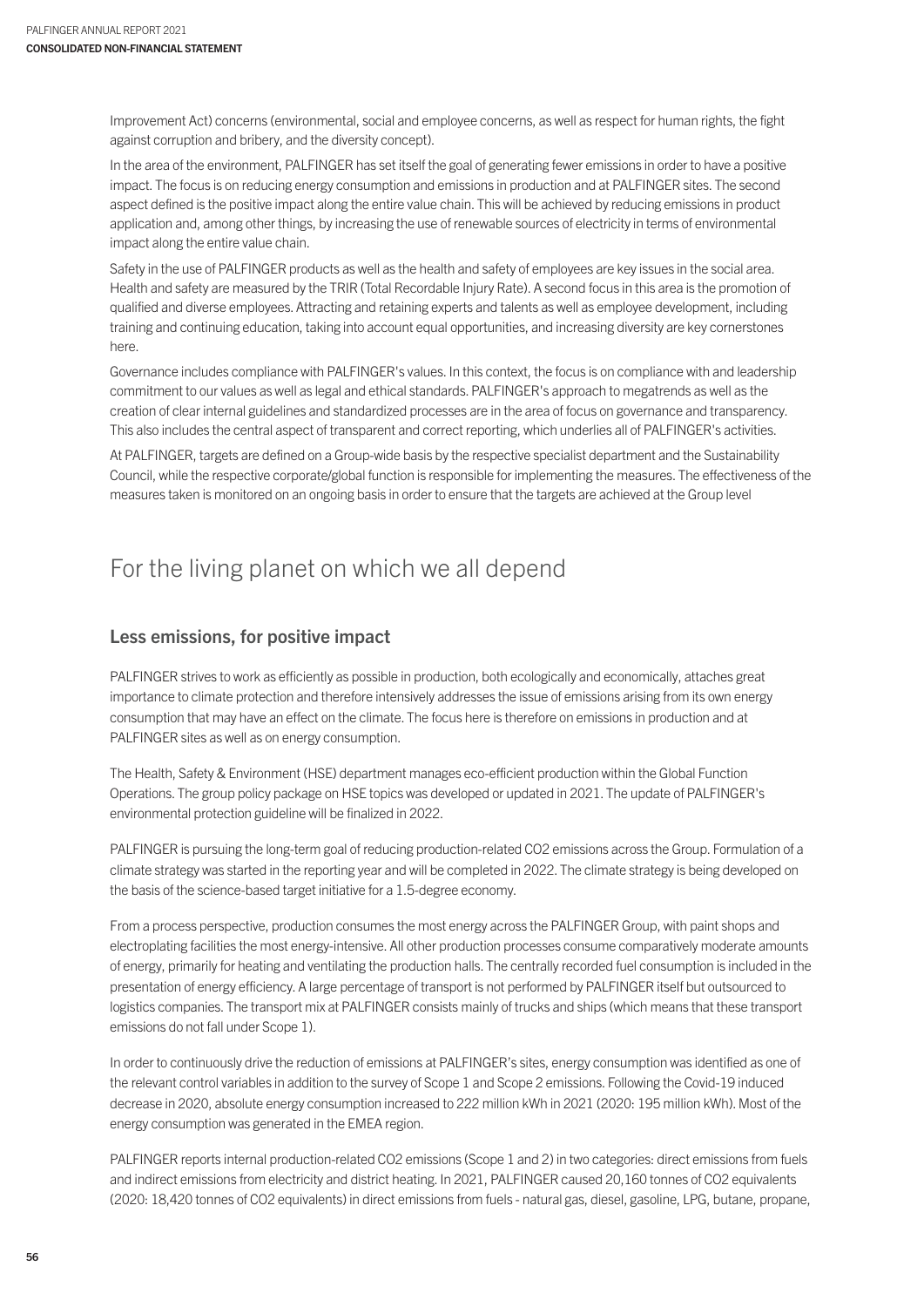Improvement Act) concerns (environmental, social and employee concerns, as well as respect for human rights, the fight against corruption and bribery, and the diversity concept).

In the area of the environment, PALFINGER has set itself the goal of generating fewer emissions in order to have a positive impact. The focus is on reducing energy consumption and emissions in production and at PALFINGER sites. The second aspect defined is the positive impact along the entire value chain. This will be achieved by reducing emissions in product application and, among other things, by increasing the use of renewable sources of electricity in terms of environmental impact along the entire value chain.

Safety in the use of PALFINGER products as well as the health and safety of employees are key issues in the social area. Health and safety are measured by the TRIR (Total Recordable Injury Rate). A second focus in this area is the promotion of qualified and diverse employees. Attracting and retaining experts and talents as well as employee development, including training and continuing education, taking into account equal opportunities, and increasing diversity are key cornerstones here.

Governance includes compliance with PALFINGER's values. In this context, the focus is on compliance with and leadership commitment to our values as well as legal and ethical standards. PALFINGER's approach to megatrends as well as the creation of clear internal guidelines and standardized processes are in the area of focus on governance and transparency. This also includes the central aspect of transparent and correct reporting, which underlies all of PALFINGER's activities.

At PALFINGER, targets are defined on a Group-wide basis by the respective specialist department and the Sustainability Council, while the respective corporate/global function is responsible for implementing the measures. The effectiveness of the measures taken is monitored on an ongoing basis in order to ensure that the targets are achieved at the Group level

# For the living planet on which we all depend

## Less emissions, for positive impact

PALFINGER strives to work as efficiently as possible in production, both ecologically and economically, attaches great importance to climate protection and therefore intensively addresses the issue of emissions arising from its own energy consumption that may have an effect on the climate. The focus here is therefore on emissions in production and at PALFINGER sites as well as on energy consumption.

The Health, Safety & Environment (HSE) department manages eco-efficient production within the Global Function Operations. The group policy package on HSE topics was developed or updated in 2021. The update of PALFINGER's environmental protection guideline will be finalized in 2022.

PALFINGER is pursuing the long-term goal of reducing production-related $CO_2$ emissions across the Group. Formulation of a climate strategy was started in the reporting year and will be completed in 2022. The climate strategy is being developed on the basis of the science-based target initiative for a 1.5-degree economy.

From a process perspective, production consumes the most energy across the PALFINGER Group, with paint shops and electroplating facilities the most energy-intensive. All other production processes consume comparatively moderate amounts of energy, primarily for heating and ventilating the production halls. The centrally recorded fuel consumption is included in the presentation of energy efficiency. A large percentage of transport is not performed by PALFINGER itself but outsourced to logistics companies. The transport mix at PALFINGER consists mainly of trucks and ships (which means that these transport emissions do not fall under Scope 1).

In order to continuously drive the reduction of emissions at PALFINGER's sites, energy consumption was identified as one of the relevant control variables in addition to the survey of Scope 1 and Scope 2 emissions. Following the Covid-19 induced decrease in 2020, absolute energy consumption increased to 222 million kWh in 2021 (2020: 195 million kWh). Most of the energy consumption was generated in the EMEA region.

PALFINGER reports internal production-related $CO_2$ emissions (Scope 1 and 2) in two categories: direct emissions from fuels and indirect emissions from electricity and district heating. In 2021, PALFINGER caused 20,160 tonnes of $CO_2$ equivalents (2020: 18,420 tonnes of $CO_2$ equivalents) in direct emissions from fuels - natural gas, diesel, gasoline, LPG, butane, propane,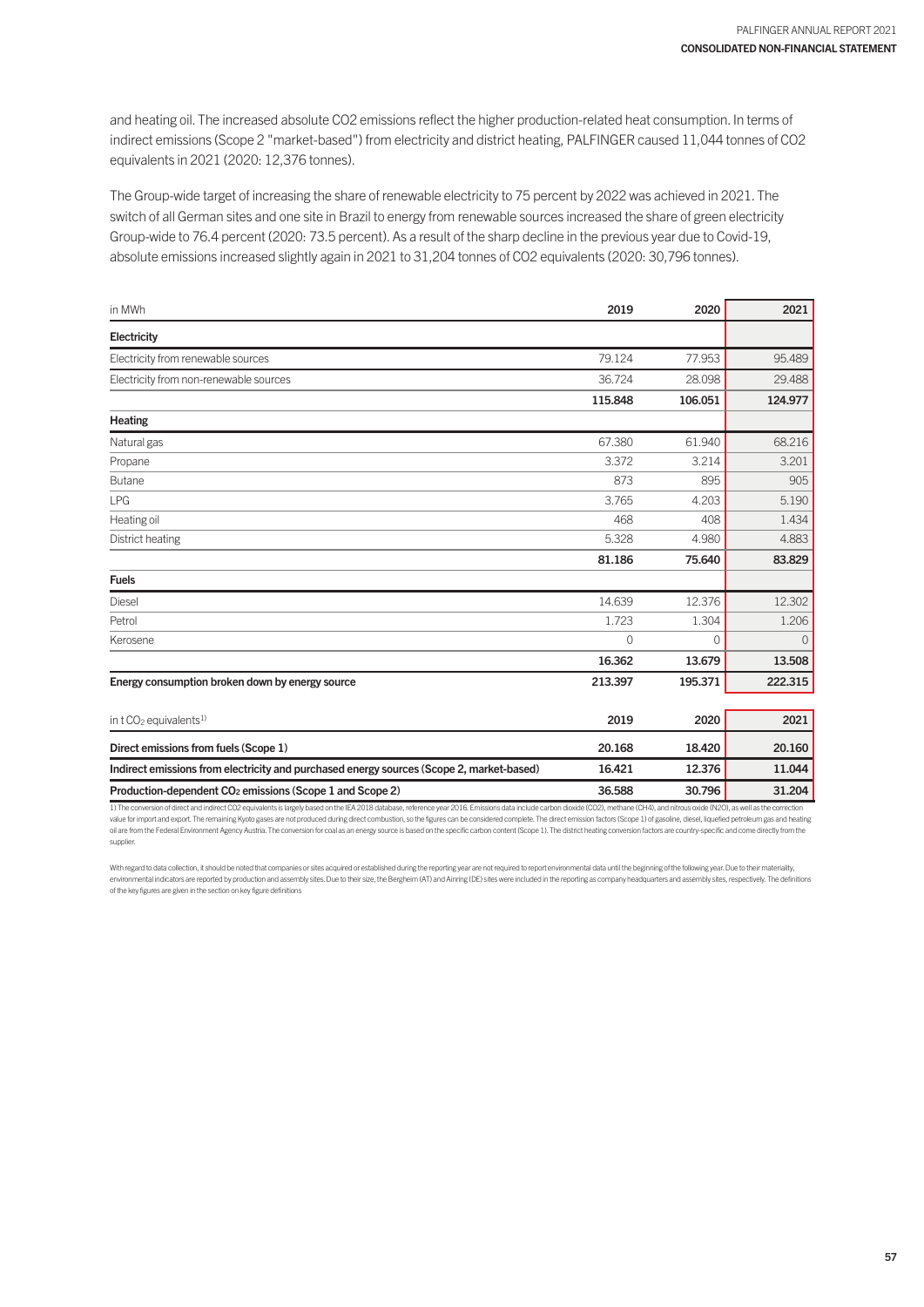and heating oil. The increased absolute CO2 emissions reflect the higher production-related heat consumption. In terms of indirect emissions (Scope 2 "market-based") from electricity and district heating, PALFINGER caused 11,044 tonnes of CO2 equivalents in 2021 (2020: 12,376 tonnes).

The Group-wide target of increasing the share of renewable electricity to 75 percent by 2022 was achieved in 2021. The switch of all German sites and one site in Brazil to energy from renewable sources increased the share of green electricity Group-wide to 76.4 percent (2020: 73.5 percent). As a result of the sharp decline in the previous year due to Covid-19, absolute emissions increased slightly again in 2021 to 31,204 tonnes of CO2 equivalents (2020: 30,796 tonnes).

| in MWh | 2019 | 2020 | 2021 |
|---|---|---|---|
| **Electricity** | | | |
| Electricity from renewable sources | 79.124 | 77.953 | 95.489 |
| Electricity from non-renewable sources | 36.724 | 28.098 | 29.488 |
| | **115.848** | **106.051** | **124.977** |
| **Heating** | | | |
| Natural gas | 67.380 | 61.940 | 68.216 |
| Propane | 3.372 | 3.214 | 3.201 |
| Butane | 873 | 895 | 905 |
| LPG | 3.765 | 4.203 | 5.190 |
| Heating oil | 468 | 408 | 1.434 |
| District heating | 5.328 | 4.980 | 4.883 |
| | **81.186** | **75.640** | **83.829** |
| **Fuels** | | | |
| Diesel | 14.639 | 12.376 | 12.302 |
| Petrol | 1.723 | 1.304 | 1.206 |
| Kerosene | 0 | 0 | 0 |
| | **16.362** | **13.679** | **13.508** |
| **Energy consumption broken down by energy source** | **213.397** | **195.371** | **222.315** |

| in t $CO_2$ equivalents[1)] | 2019 | 2020 | 2021 |
|---|---|---|---|
| **Direct emissions from fuels (Scope 1)** | **20.168** | **18.420** | **20.160** |
| **Indirect emissions from electricity and purchased energy sources (Scope 2, market-based)** | **16.421** | **12.376** | **11.044** |
| **Production-dependent $CO_2$ emissions (Scope 1 and Scope 2)** | **36.588** | **30.796** | **31.204** |

1) The conversion of direct and indirect CO2 equivalents is largely based on the IEA 2018 database, reference year 2016. Emissions data include carbon dioxide (CO2), methane (CH4), and nitrous oxide (N2O), as well as the correction value for import and export. The remaining Kyoto gases are not produced during direct combustion, so the figures can be considered complete. The direct emission factors (Scope 1) of gasoline, diesel, liquefied petroleum gas and heating oil are from the Federal Environment Agency Austria. The conversion for coal as an energy source is based on the specific carbon content (Scope 1). The district heating conversion factors are country-specific and come directly from the supplier.

With regard to data collection, it should be noted that companies or sites acquired or established during the reporting year are not required to report environmental data until the beginning of the following year. Due to their materiality, environmental indicators are reported by production and assembly sites. Due to their size, the Bergheim (AT) and Ainring (DE) sites were included in the reporting as company headquarters and assembly sites, respectively. The definitions of the key figures are given in the section on key figure definitions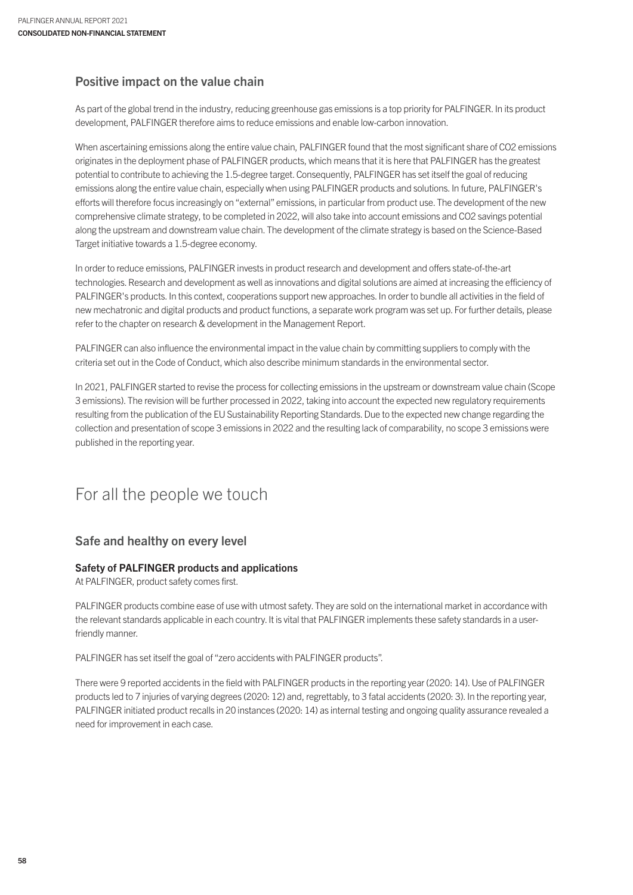## Positive impact on the value chain

As part of the global trend in the industry, reducing greenhouse gas emissions is a top priority for PALFINGER. In its product development, PALFINGER therefore aims to reduce emissions and enable low-carbon innovation.

When ascertaining emissions along the entire value chain, PALFINGER found that the most significant share of $CO_2$ emissions originates in the deployment phase of PALFINGER products, which means that it is here that PALFINGER has the greatest potential to contribute to achieving the 1.5-degree target. Consequently, PALFINGER has set itself the goal of reducing emissions along the entire value chain, especially when using PALFINGER products and solutions. In future, PALFINGER's efforts will therefore focus increasingly on "external" emissions, in particular from product use. The development of the new comprehensive climate strategy, to be completed in 2022, will also take into account emissions and $CO_2$ savings potential along the upstream and downstream value chain. The development of the climate strategy is based on the Science-Based Target initiative towards a 1.5-degree economy.

In order to reduce emissions, PALFINGER invests in product research and development and offers state-of-the-art technologies. Research and development as well as innovations and digital solutions are aimed at increasing the efficiency of PALFINGER's products. In this context, cooperations support new approaches. In order to bundle all activities in the field of new mechatronic and digital products and product functions, a separate work program was set up. For further details, please refer to the chapter on research & development in the Management Report.

PALFINGER can also influence the environmental impact in the value chain by committing suppliers to comply with the criteria set out in the Code of Conduct, which also describe minimum standards in the environmental sector.

In 2021, PALFINGER started to revise the process for collecting emissions in the upstream or downstream value chain (Scope 3 emissions). The revision will be further processed in 2022, taking into account the expected new regulatory requirements resulting from the publication of the EU Sustainability Reporting Standards. Due to the expected new change regarding the collection and presentation of scope 3 emissions in 2022 and the resulting lack of comparability, no scope 3 emissions were published in the reporting year.

# For all the people we touch

## Safe and healthy on every level

### Safety of PALFINGER products and applications

At PALFINGER, product safety comes first.

PALFINGER products combine ease of use with utmost safety. They are sold on the international market in accordance with the relevant standards applicable in each country. It is vital that PALFINGER implements these safety standards in a user-friendly manner.

PALFINGER has set itself the goal of "zero accidents with PALFINGER products".

There were 9 reported accidents in the field with PALFINGER products in the reporting year (2020: 14). Use of PALFINGER products led to 7 injuries of varying degrees (2020: 12) and, regrettably, to 3 fatal accidents (2020: 3). In the reporting year, PALFINGER initiated product recalls in 20 instances (2020: 14) as internal testing and ongoing quality assurance revealed a need for improvement in each case.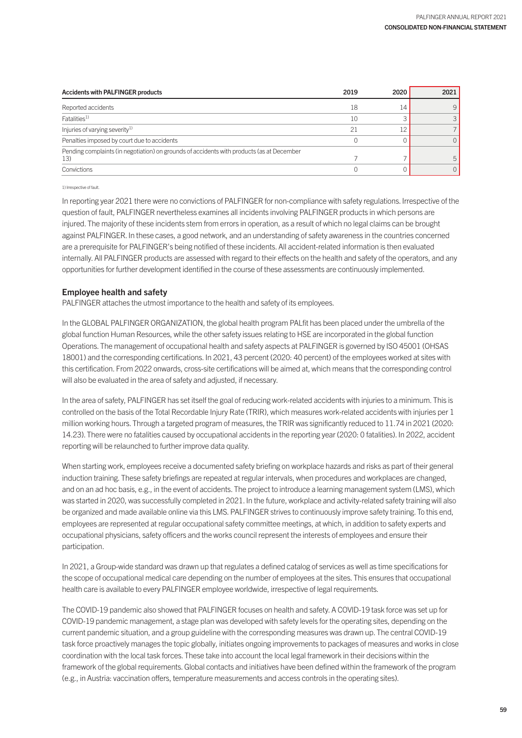| Accidents with PALFINGER products | 2019 | 2020 | 2021 |
|---|---|---|---|
| Reported accidents | 18 | 14 | 9 |
| Fatalities[1] | 10 | 3 | 3 |
| Injuries of varying severity[1] | 21 | 12 | 7 |
| Penalties imposed by court due to accidents | 0 | 0 | 0 |
| Pending complaints (in negotiation) on grounds of accidents with products (as at December 13) | 7 | 7 | 5 |
| Convictions | 0 | 0 | 0 |

1) Irrespective of fault.

In reporting year 2021 there were no convictions of PALFINGER for non-compliance with safety regulations. Irrespective of the question of fault, PALFINGER nevertheless examines all incidents involving PALFINGER products in which persons are injured. The majority of these incidents stem from errors in operation, as a result of which no legal claims can be brought against PALFINGER. In these cases, a good network, and an understanding of safety awareness in the countries concerned are a prerequisite for PALFINGER's being notified of these incidents. All accident-related information is then evaluated internally. All PALFINGER products are assessed with regard to their effects on the health and safety of the operators, and any opportunities for further development identified in the course of these assessments are continuously implemented.

## Employee health and safety

PALFINGER attaches the utmost importance to the health and safety of its employees.

In the GLOBAL PALFINGER ORGANIZATION, the global health program PALfit has been placed under the umbrella of the global function Human Resources, while the other safety issues relating to HSE are incorporated in the global function Operations. The management of occupational health and safety aspects at PALFINGER is governed by ISO 45001 (OHSAS 18001) and the corresponding certifications. In 2021, 43 percent (2020: 40 percent) of the employees worked at sites with this certification. From 2022 onwards, cross-site certifications will be aimed at, which means that the corresponding control will also be evaluated in the area of safety and adjusted, if necessary.

In the area of safety, PALFINGER has set itself the goal of reducing work-related accidents with injuries to a minimum. This is controlled on the basis of the Total Recordable Injury Rate (TRIR), which measures work-related accidents with injuries per 1 million working hours. Through a targeted program of measures, the TRIR was significantly reduced to 11.74 in 2021 (2020: 14.23). There were no fatalities caused by occupational accidents in the reporting year (2020: 0 fatalities). In 2022, accident reporting will be relaunched to further improve data quality.

When starting work, employees receive a documented safety briefing on workplace hazards and risks as part of their general induction training. These safety briefings are repeated at regular intervals, when procedures and workplaces are changed, and on an ad hoc basis, e.g., in the event of accidents. The project to introduce a learning management system (LMS), which was started in 2020, was successfully completed in 2021. In the future, workplace and activity-related safety training will also be organized and made available online via this LMS. PALFINGER strives to continuously improve safety training. To this end, employees are represented at regular occupational safety committee meetings, at which, in addition to safety experts and occupational physicians, safety officers and the works council represent the interests of employees and ensure their participation.

In 2021, a Group-wide standard was drawn up that regulates a defined catalog of services as well as time specifications for the scope of occupational medical care depending on the number of employees at the sites. This ensures that occupational health care is available to every PALFINGER employee worldwide, irrespective of legal requirements.

The COVID-19 pandemic also showed that PALFINGER focuses on health and safety. A COVID-19 task force was set up for COVID-19 pandemic management, a stage plan was developed with safety levels for the operating sites, depending on the current pandemic situation, and a group guideline with the corresponding measures was drawn up. The central COVID-19 task force proactively manages the topic globally, initiates ongoing improvements to packages of measures and works in close coordination with the local task forces. These take into account the local legal framework in their decisions within the framework of the global requirements. Global contacts and initiatives have been defined within the framework of the program (e.g., in Austria: vaccination offers, temperature measurements and access controls in the operating sites).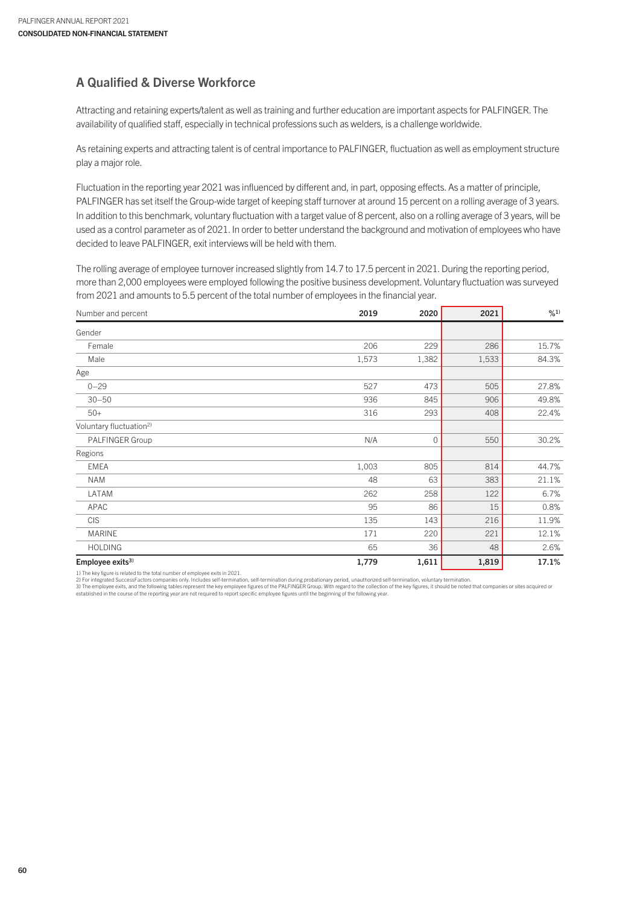## A Qualified & Diverse Workforce

Attracting and retaining experts/talent as well as training and further education are important aspects for PALFINGER. The availability of qualified staff, especially in technical professions such as welders, is a challenge worldwide.

As retaining experts and attracting talent is of central importance to PALFINGER, fluctuation as well as employment structure play a major role.

Fluctuation in the reporting year 2021 was influenced by different and, in part, opposing effects. As a matter of principle, PALFINGER has set itself the Group-wide target of keeping staff turnover at around 15 percent on a rolling average of 3 years. In addition to this benchmark, voluntary fluctuation with a target value of 8 percent, also on a rolling average of 3 years, will be used as a control parameter as of 2021. In order to better understand the background and motivation of employees who have decided to leave PALFINGER, exit interviews will be held with them.

The rolling average of employee turnover increased slightly from 14.7 to 17.5 percent in 2021. During the reporting period, more than 2,000 employees were employed following the positive business development. Voluntary fluctuation was surveyed from 2021 and amounts to 5.5 percent of the total number of employees in the financial year.

| Number and percent | 2019 | 2020 | 2021 | %[1] |
|---|---|---|---|---|
| Gender | | | | |
| Female | 206 | 229 | 286 | 15.7% |
| Male | 1,573 | 1,382 | 1,533 | 84.3% |
| Age | | | | |
| 0–29 | 527 | 473 | 505 | 27.8% |
| 30–50 | 936 | 845 | 906 | 49.8% |
| 50+ | 316 | 293 | 408 | 22.4% |
| Voluntary fluctuation[2] | | | | |
| PALFINGER Group | N/A | 0 | 550 | 30.2% |
| Regions | | | | |
| EMEA | 1,003 | 805 | 814 | 44.7% |
| NAM | 48 | 63 | 383 | 21.1% |
| LATAM | 262 | 258 | 122 | 6.7% |
| APAC | 95 | 86 | 15 | 0.8% |
| CIS | 135 | 143 | 216 | 11.9% |
| MARINE | 171 | 220 | 221 | 12.1% |
| HOLDING | 65 | 36 | 48 | 2.6% |
| **Employee exits[3]** | **1,779** | **1,611** | **1,819** | **17.1%** |

1) The key figure is related to the total number of employee exits in 2021.
2) For integrated SuccessFactors companies only. Includes self-termination, self-termination during probationary period, unauthorized self-termination, voluntary termination.
3) The employee exits, and the following tables represent the key employee figures of the PALFINGER Group. With regard to the collection of the key figures, it should be noted that companies or sites acquired or established in the course of the reporting year are not required to report specific employee figures until the beginning of the following year.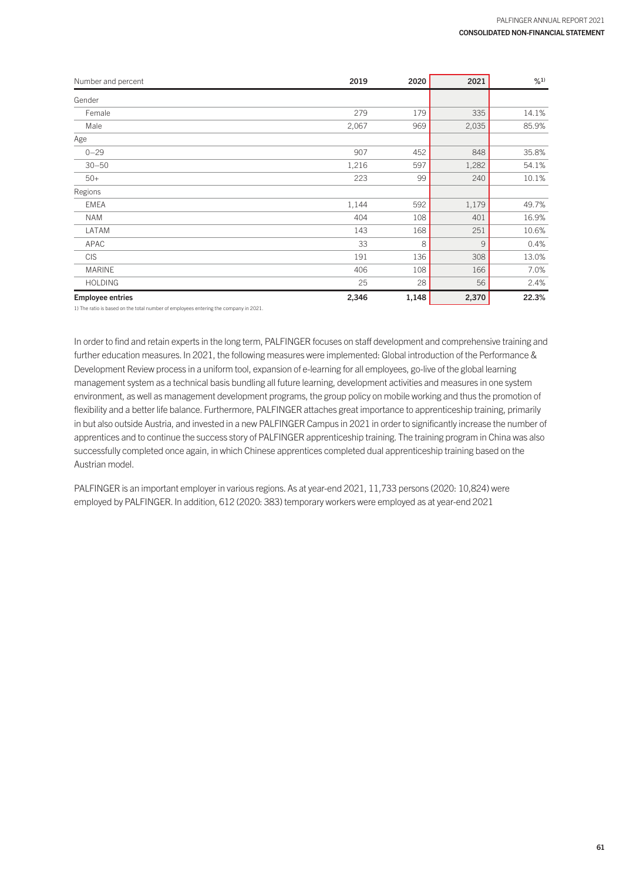| Number and percent | 2019 | 2020 | 2021 | %[1] |
|---|---|---|---|---|
| Gender | | | | |
| Female | 279 | 179 | 335 | 14.1% |
| Male | 2,067 | 969 | 2,035 | 85.9% |
| Age | | | | |
| 0–29 | 907 | 452 | 848 | 35.8% |
| 30–50 | 1,216 | 597 | 1,282 | 54.1% |
| 50+ | 223 | 99 | 240 | 10.1% |
| Regions | | | | |
| EMEA | 1,144 | 592 | 1,179 | 49.7% |
| NAM | 404 | 108 | 401 | 16.9% |
| LATAM | 143 | 168 | 251 | 10.6% |
| APAC | 33 | 8 | 9 | 0.4% |
| CIS | 191 | 136 | 308 | 13.0% |
| MARINE | 406 | 108 | 166 | 7.0% |
| HOLDING | 25 | 28 | 56 | 2.4% |
| **Employee entries** | **2,346** | **1,148** | **2,370** | **22.3%** |

1) The ratio is based on the total number of employees entering the company in 2021.

In order to find and retain experts in the long term, PALFINGER focuses on staff development and comprehensive training and further education measures. In 2021, the following measures were implemented: Global introduction of the Performance & Development Review process in a uniform tool, expansion of e-learning for all employees, go-live of the global learning management system as a technical basis bundling all future learning, development activities and measures in one system environment, as well as management development programs, the group policy on mobile working and thus the promotion of flexibility and a better life balance. Furthermore, PALFINGER attaches great importance to apprenticeship training, primarily in but also outside Austria, and invested in a new PALFINGER Campus in 2021 in order to significantly increase the number of apprentices and to continue the success story of PALFINGER apprenticeship training. The training program in China was also successfully completed once again, in which Chinese apprentices completed dual apprenticeship training based on the Austrian model.

PALFINGER is an important employer in various regions. As at year-end 2021, 11,733 persons (2020: 10,824) were employed by PALFINGER. In addition, 612 (2020: 383) temporary workers were employed as at year-end 2021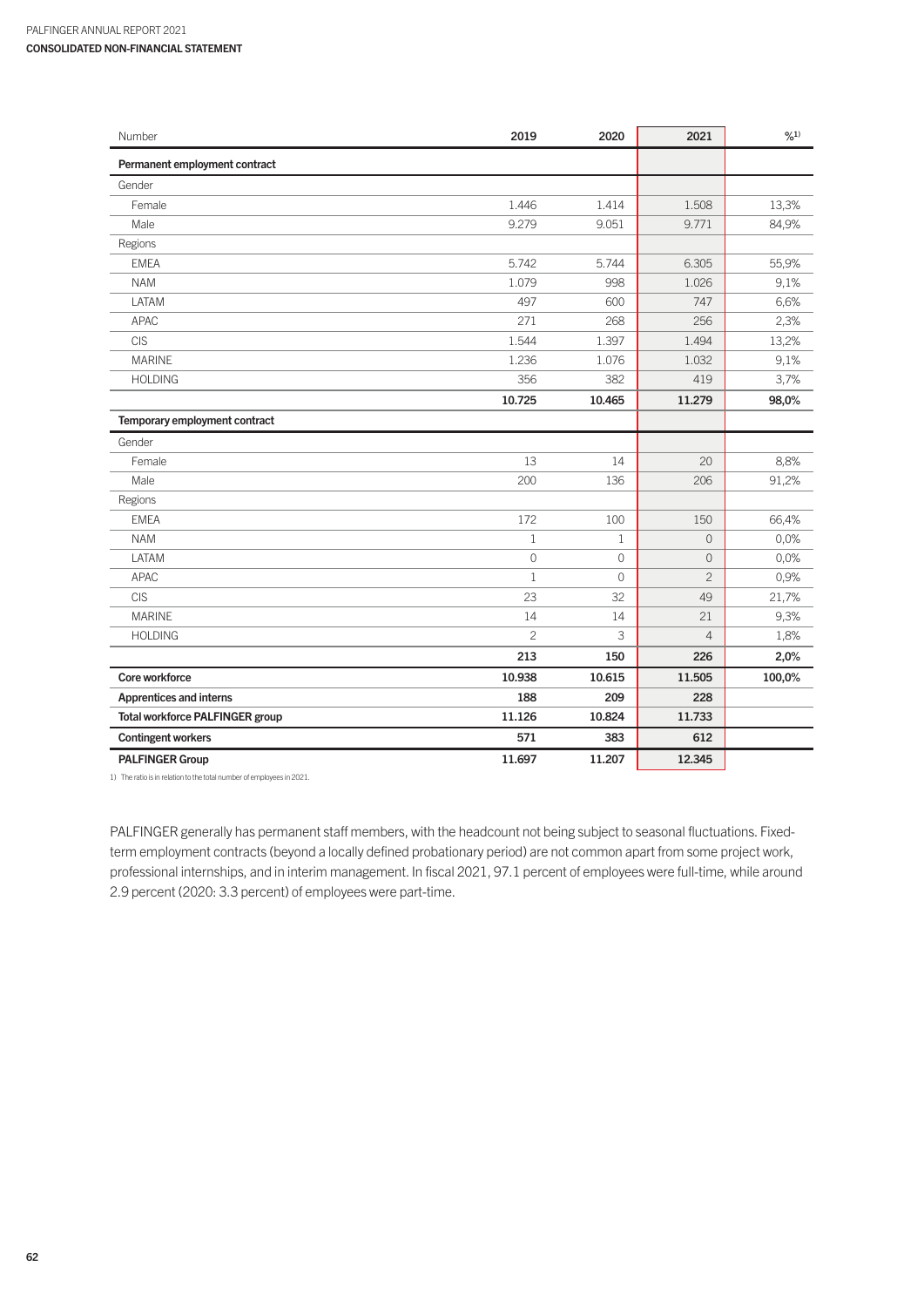| Number | 2019 | 2020 | 2021 | %[1] |
|---|---|---|---|---|
| **Permanent employment contract** | | | | |
| Gender | | | | |
| Female | 1.446 | 1.414 | 1.508 | 13,3% |
| Male | 9.279 | 9.051 | 9.771 | 84,9% |
| Regions | | | | |
| EMEA | 5.742 | 5.744 | 6.305 | 55,9% |
| NAM | 1.079 | 998 | 1.026 | 9,1% |
| LATAM | 497 | 600 | 747 | 6,6% |
| APAC | 271 | 268 | 256 | 2,3% |
| CIS | 1.544 | 1.397 | 1.494 | 13,2% |
| MARINE | 1.236 | 1.076 | 1.032 | 9,1% |
| HOLDING | 356 | 382 | 419 | 3,7% |
| | **10.725** | **10.465** | **11.279** | **98,0%** |
| **Temporary employment contract** | | | | |
| Gender | | | | |
| Female | 13 | 14 | 20 | 8,8% |
| Male | 200 | 136 | 206 | 91,2% |
| Regions | | | | |
| EMEA | 172 | 100 | 150 | 66,4% |
| NAM | 1 | 1 | 0 | 0,0% |
| LATAM | 0 | 0 | 0 | 0,0% |
| APAC | 1 | 0 | 2 | 0,9% |
| CIS | 23 | 32 | 49 | 21,7% |
| MARINE | 14 | 14 | 21 | 9,3% |
| HOLDING | 2 | 3 | 4 | 1,8% |
| | **213** | **150** | **226** | **2,0%** |
| **Core workforce** | **10.938** | **10.615** | **11.505** | **100,0%** |
| **Apprentices and interns** | **188** | **209** | **228** | |
| **Total workforce PALFINGER group** | **11.126** | **10.824** | **11.733** | |
| **Contingent workers** | **571** | **383** | **612** | |
| **PALFINGER Group** | **11.697** | **11.207** | **12.345** | |

1) The ratio is in relation to the total number of employees in 2021.

PALFINGER generally has permanent staff members, with the headcount not being subject to seasonal fluctuations. Fixed-term employment contracts (beyond a locally defined probationary period) are not common apart from some project work, professional internships, and in interim management. In fiscal 2021, 97.1 percent of employees were full-time, while around 2.9 percent (2020: 3.3 percent) of employees were part-time.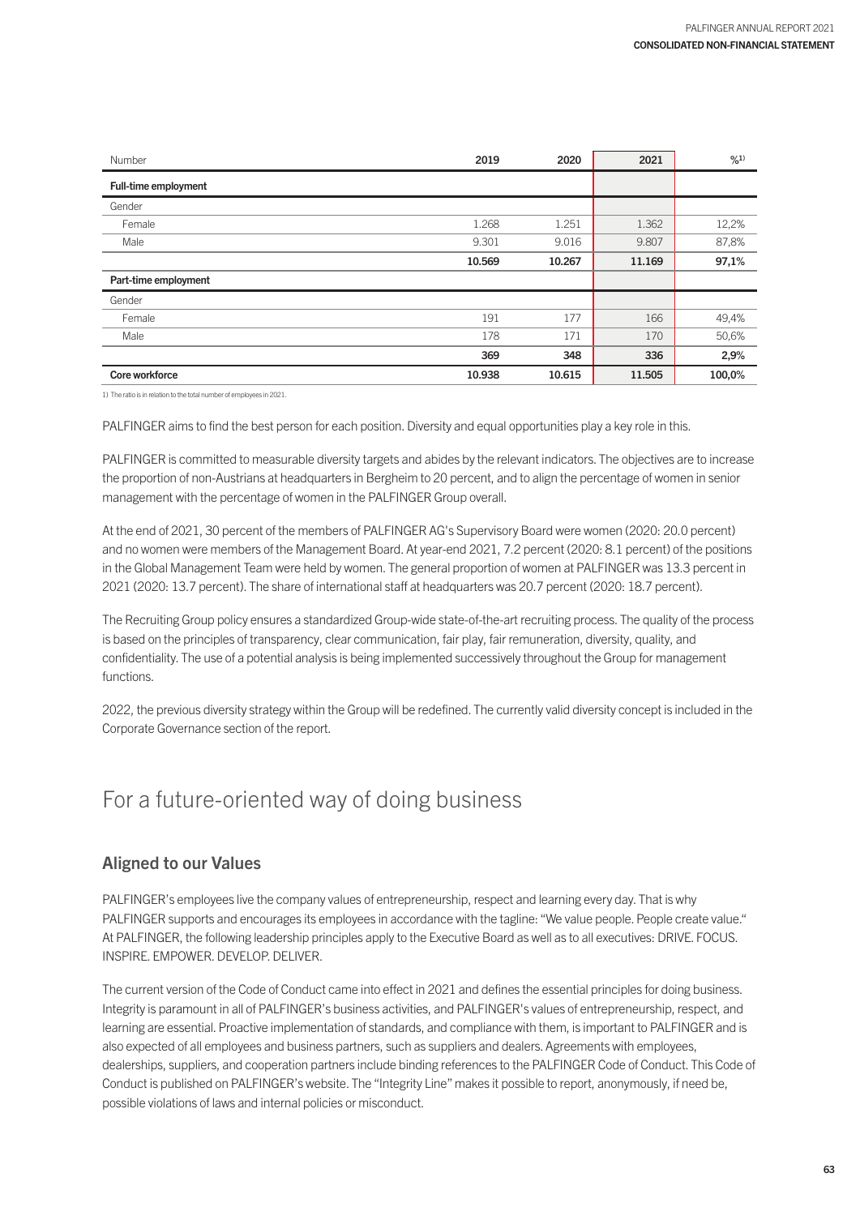| Number | 2019 | 2020 | 2021 | %[1] |
|---|---|---|---|---|
| **Full-time employment** | | | | |
| Gender | | | | |
| Female | 1.268 | 1.251 | 1.362 | 12,2% |
| Male | 9.301 | 9.016 | 9.807 | 87,8% |
| | **10.569** | **10.267** | **11.169** | **97,1%** |
| **Part-time employment** | | | | |
| Gender | | | | |
| Female | 191 | 177 | 166 | 49,4% |
| Male | 178 | 171 | 170 | 50,6% |
| | **369** | **348** | **336** | **2,9%** |
| **Core workforce** | **10.938** | **10.615** | **11.505** | **100,0%** |

1) The ratio is in relation to the total number of employees in 2021.

PALFINGER aims to find the best person for each position. Diversity and equal opportunities play a key role in this.

PALFINGER is committed to measurable diversity targets and abides by the relevant indicators. The objectives are to increase the proportion of non-Austrians at headquarters in Bergheim to 20 percent, and to align the percentage of women in senior management with the percentage of women in the PALFINGER Group overall.

At the end of 2021, 30 percent of the members of PALFINGER AG's Supervisory Board were women (2020: 20.0 percent) and no women were members of the Management Board. At year-end 2021, 7.2 percent (2020: 8.1 percent) of the positions in the Global Management Team were held by women. The general proportion of women at PALFINGER was 13.3 percent in 2021 (2020: 13.7 percent). The share of international staff at headquarters was 20.7 percent (2020: 18.7 percent).

The Recruiting Group policy ensures a standardized Group-wide state-of-the-art recruiting process. The quality of the process is based on the principles of transparency, clear communication, fair play, fair remuneration, diversity, quality, and confidentiality. The use of a potential analysis is being implemented successively throughout the Group for management functions.

2022, the previous diversity strategy within the Group will be redefined. The currently valid diversity concept is included in the Corporate Governance section of the report.

# For a future-oriented way of doing business

## Aligned to our Values

PALFINGER's employees live the company values of entrepreneurship, respect and learning every day. That is why PALFINGER supports and encourages its employees in accordance with the tagline: "We value people. People create value." At PALFINGER, the following leadership principles apply to the Executive Board as well as to all executives: DRIVE. FOCUS. INSPIRE. EMPOWER. DEVELOP. DELIVER.

The current version of the Code of Conduct came into effect in 2021 and defines the essential principles for doing business. Integrity is paramount in all of PALFINGER's business activities, and PALFINGER's values of entrepreneurship, respect, and learning are essential. Proactive implementation of standards, and compliance with them, is important to PALFINGER and is also expected of all employees and business partners, such as suppliers and dealers. Agreements with employees, dealerships, suppliers, and cooperation partners include binding references to the PALFINGER Code of Conduct. This Code of Conduct is published on PALFINGER's website. The "Integrity Line" makes it possible to report, anonymously, if need be, possible violations of laws and internal policies or misconduct.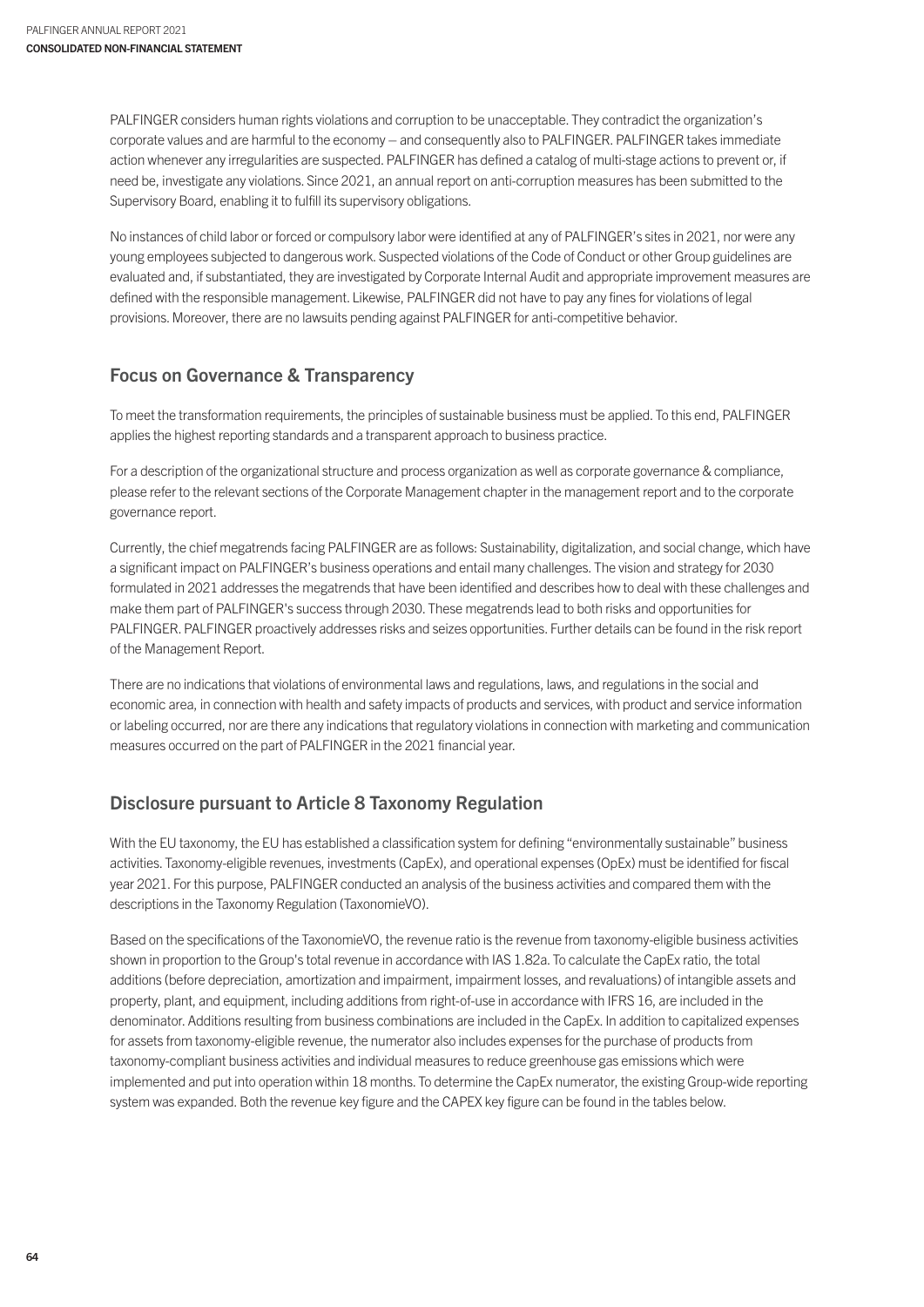PALFINGER considers human rights violations and corruption to be unacceptable. They contradict the organization's corporate values and are harmful to the economy – and consequently also to PALFINGER. PALFINGER takes immediate action whenever any irregularities are suspected. PALFINGER has defined a catalog of multi-stage actions to prevent or, if need be, investigate any violations. Since 2021, an annual report on anti-corruption measures has been submitted to the Supervisory Board, enabling it to fulfill its supervisory obligations.

No instances of child labor or forced or compulsory labor were identified at any of PALFINGER's sites in 2021, nor were any young employees subjected to dangerous work. Suspected violations of the Code of Conduct or other Group guidelines are evaluated and, if substantiated, they are investigated by Corporate Internal Audit and appropriate improvement measures are defined with the responsible management. Likewise, PALFINGER did not have to pay any fines for violations of legal provisions. Moreover, there are no lawsuits pending against PALFINGER for anti-competitive behavior.

## Focus on Governance & Transparency

To meet the transformation requirements, the principles of sustainable business must be applied. To this end, PALFINGER applies the highest reporting standards and a transparent approach to business practice.

For a description of the organizational structure and process organization as well as corporate governance & compliance, please refer to the relevant sections of the Corporate Management chapter in the management report and to the corporate governance report.

Currently, the chief megatrends facing PALFINGER are as follows: Sustainability, digitalization, and social change, which have a significant impact on PALFINGER's business operations and entail many challenges. The vision and strategy for 2030 formulated in 2021 addresses the megatrends that have been identified and describes how to deal with these challenges and make them part of PALFINGER's success through 2030. These megatrends lead to both risks and opportunities for PALFINGER. PALFINGER proactively addresses risks and seizes opportunities. Further details can be found in the risk report of the Management Report.

There are no indications that violations of environmental laws and regulations, laws, and regulations in the social and economic area, in connection with health and safety impacts of products and services, with product and service information or labeling occurred, nor are there any indications that regulatory violations in connection with marketing and communication measures occurred on the part of PALFINGER in the 2021 financial year.

## Disclosure pursuant to Article 8 Taxonomy Regulation

With the EU taxonomy, the EU has established a classification system for defining "environmentally sustainable" business activities. Taxonomy-eligible revenues, investments (CapEx), and operational expenses (OpEx) must be identified for fiscal year 2021. For this purpose, PALFINGER conducted an analysis of the business activities and compared them with the descriptions in the Taxonomy Regulation (TaxonomieVO).

Based on the specifications of the TaxonomieVO, the revenue ratio is the revenue from taxonomy-eligible business activities shown in proportion to the Group's total revenue in accordance with IAS 1.82a. To calculate the CapEx ratio, the total additions (before depreciation, amortization and impairment, impairment losses, and revaluations) of intangible assets and property, plant, and equipment, including additions from right-of-use in accordance with IFRS 16, are included in the denominator. Additions resulting from business combinations are included in the CapEx. In addition to capitalized expenses for assets from taxonomy-eligible revenue, the numerator also includes expenses for the purchase of products from taxonomy-compliant business activities and individual measures to reduce greenhouse gas emissions which were implemented and put into operation within 18 months. To determine the CapEx numerator, the existing Group-wide reporting system was expanded. Both the revenue key figure and the CAPEX key figure can be found in the tables below.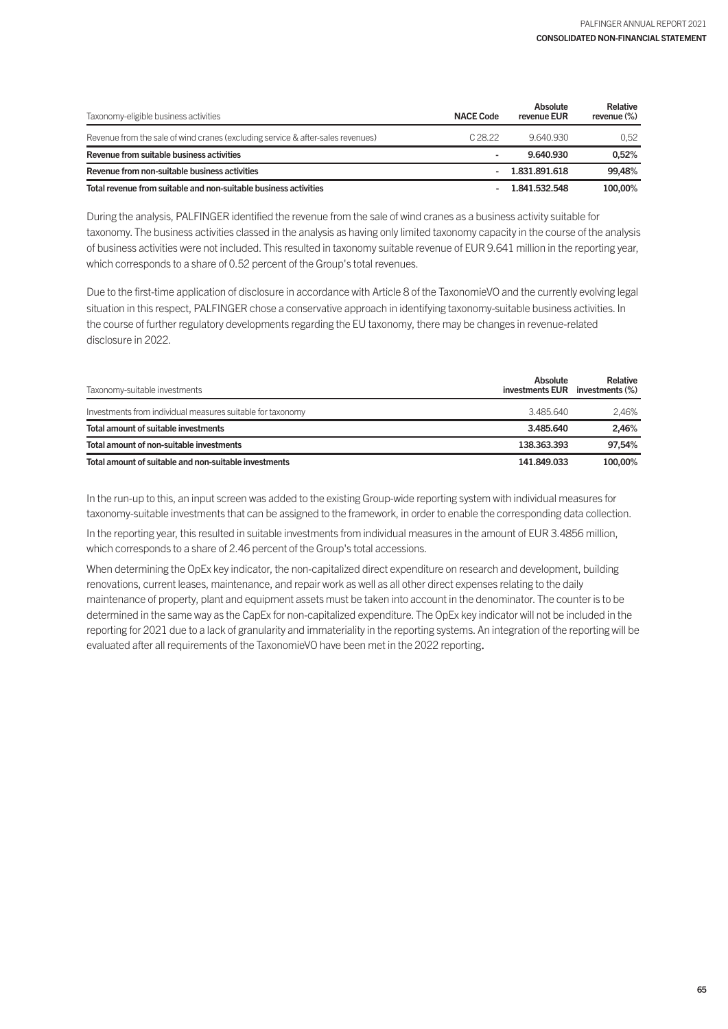| Taxonomy-eligible business activities | NACE Code | Absolute revenue EUR | Relative revenue (%) |
|---|---|---|---|
| Revenue from the sale of wind cranes (excluding service & after-sales revenues) | C 28.22 | 9.640.930 | 0,52 |
| **Revenue from suitable business activities** | - | **9.640.930** | **0,52%** |
| **Revenue from non-suitable business activities** | - | **1.831.891.618** | **99,48%** |
| **Total revenue from suitable and non-suitable business activities** | - | **1.841.532.548** | **100,00%** |

During the analysis, PALFINGER identified the revenue from the sale of wind cranes as a business activity suitable for taxonomy. The business activities classed in the analysis as having only limited taxonomy capacity in the course of the analysis of business activities were not included. This resulted in taxonomy suitable revenue of EUR 9.641 million in the reporting year, which corresponds to a share of 0.52 percent of the Group's total revenues.

Due to the first-time application of disclosure in accordance with Article 8 of the TaxonomieVO and the currently evolving legal situation in this respect, PALFINGER chose a conservative approach in identifying taxonomy-suitable business activities. In the course of further regulatory developments regarding the EU taxonomy, there may be changes in revenue-related disclosure in 2022.

| Taxonomy-suitable investments | Absolute investments EUR | Relative investments (%) |
|---|---|---|
| Investments from individual measures suitable for taxonomy | 3.485.640 | 2,46% |
| **Total amount of suitable investments** | **3.485.640** | **2,46%** |
| **Total amount of non-suitable investments** | **138.363.393** | **97,54%** |
| **Total amount of suitable and non-suitable investments** | **141.849.033** | **100,00%** |

In the run-up to this, an input screen was added to the existing Group-wide reporting system with individual measures for taxonomy-suitable investments that can be assigned to the framework, in order to enable the corresponding data collection.

In the reporting year, this resulted in suitable investments from individual measures in the amount of EUR 3.4856 million, which corresponds to a share of 2.46 percent of the Group's total accessions.

When determining the OpEx key indicator, the non-capitalized direct expenditure on research and development, building renovations, current leases, maintenance, and repair work as well as all other direct expenses relating to the daily maintenance of property, plant and equipment assets must be taken into account in the denominator. The counter is to be determined in the same way as the CapEx for non-capitalized expenditure. The OpEx key indicator will not be included in the reporting for 2021 due to a lack of granularity and immateriality in the reporting systems. An integration of the reporting will be evaluated after all requirements of the TaxonomieVO have been met in the 2022 reporting.